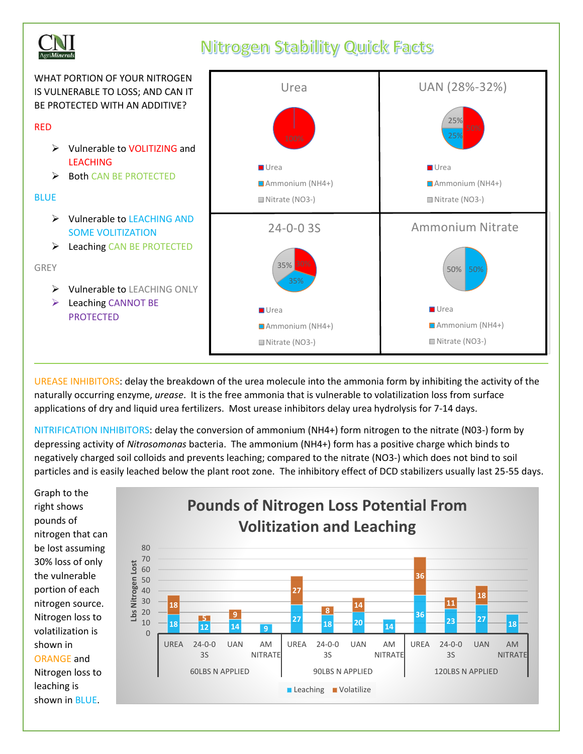# Nitrogen Stability Quick Facts

CNI AgriMinerals

WHAT PORTION OF YOUR NITROGEN IS VULNERABLE TO LOSS; AND CAN IT BE PROTECTED WITH AN ADDITIVE?

RED

- Vulnerable to VOLITIZING and LEACHING
- Both CAN BE PROTECTED

BLUE

- Vulnerable to LEACHING AND SOME VOLITIZATION
- Leaching CAN BE PROTECTED

GREY

- Vulnerable to LEACHING ONLY
- Leaching CANNOT BE PROTECTED

| Source | Urea | Ammonium (NH4+) | Nitrate (NO3-) |
|---|---|---|---|
| Urea | 100% | | |
| UAN (28%-32%) | 50% | 25% | 25% |
| 24-0-0 3S | 30% | 35% | 35% |
| Ammonium Nitrate | | 50% | 50% |

UREASE INHIBITORS: delay the breakdown of the urea molecule into the ammonia form by inhibiting the activity of the naturally occurring enzyme, *urease*. It is the free ammonia that is vulnerable to volatilization loss from surface applications of dry and liquid urea fertilizers. Most urease inhibitors delay urea hydrolysis for 7-14 days.

NITRIFICATION INHIBITORS: delay the conversion of ammonium ($NH_4^+$) form nitrogen to the nitrate (N03-) form by depressing activity of *Nitrosomonas* bacteria. The ammonium ($NH_4^+$) form has a positive charge which binds to negatively charged soil colloids and prevents leaching; compared to the nitrate ($NO_3^-$) which does not bind to soil particles and is easily leached below the plant root zone. The inhibitory effect of DCD stabilizers usually last 25-55 days.

Graph to the right shows pounds of nitrogen that can be lost assuming 30% loss of only the vulnerable portion of each nitrogen source. Nitrogen loss to volatilization is shown in ORANGE and Nitrogen loss to leaching is shown in BLUE.

**Pounds of Nitrogen Loss Potential From Volitization and Leaching** (Lbs Nitrogen Lost)

| N Applied | Source | Leaching | Volatilize |
|---|---|---|---|
| 60LBS N APPLIED | UREA | 18 | 18 |
| | 24-0-0 3S | 12 | 5 |
| | UAN | 14 | 9 |
| | AM NITRATE | 9 | |
| 90LBS N APPLIED | UREA | 27 | 27 |
| | 24-0-0 3S | 18 | 8 |
| | UAN | 20 | 14 |
| | AM NITRATE | 14 | |
| 120LBS N APPLIED | UREA | 36 | 36 |
| | 24-0-0 3S | 23 | 11 |
| | UAN | 27 | 18 |
| | AM NITRATE | 18 | |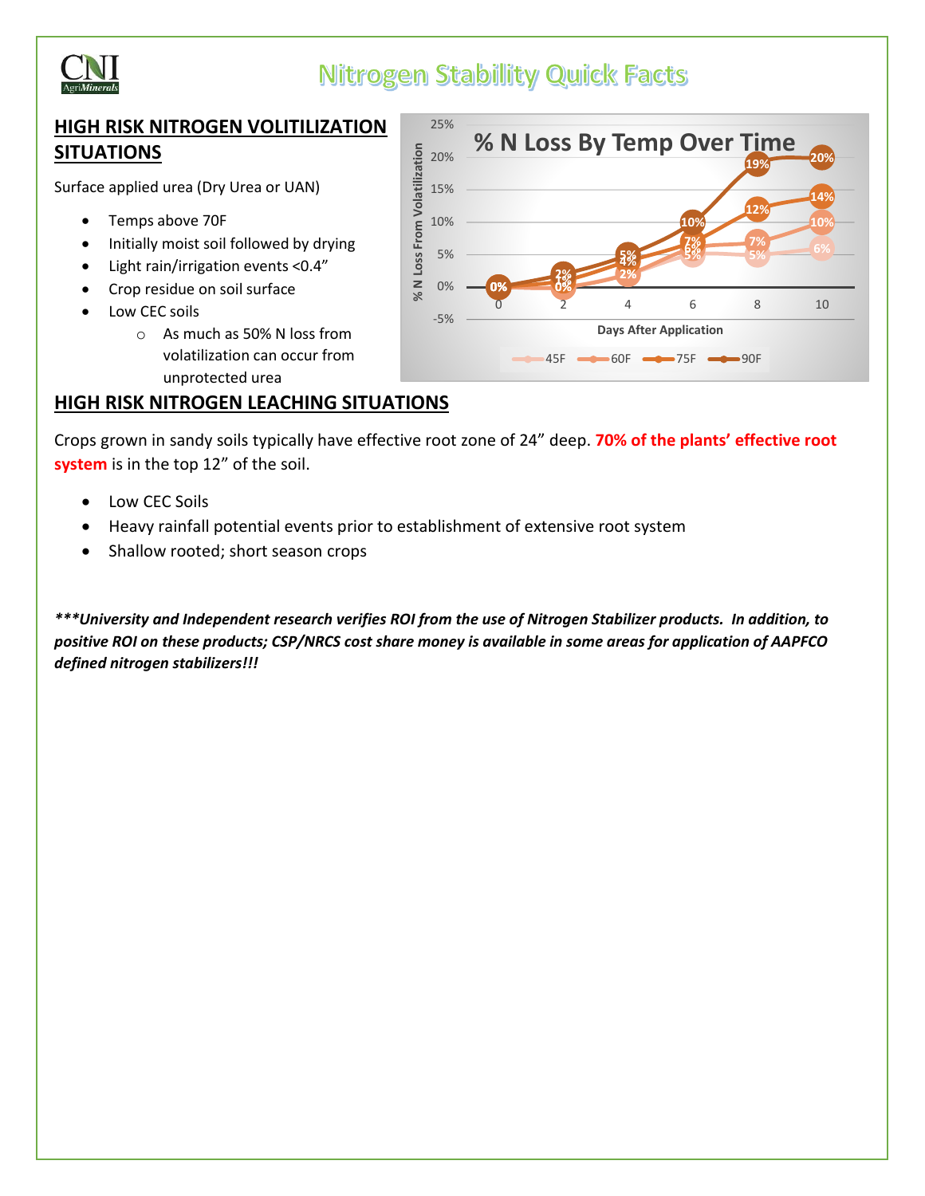# Nitrogen Stability Quick Facts

## HIGH RISK NITROGEN VOLITILIZATION SITUATIONS

Surface applied urea (Dry Urea or UAN)

- Temps above 70F
- Initially moist soil followed by drying
- Light rain/irrigation events <0.4"
- Crop residue on soil surface
- Low CEC soils
  - As much as 50% N loss from volatilization can occur from unprotected urea

% N Loss By Temp Over Time

% N Loss From Volatilization

25%
20%
15%
10%
5%
0%
-5%

0 2 4 6 8 10

Days After Application

45F 60F 75F 90F

0% 2% 1% 0% 5% 4% 2% 10% 7% 6% 5% 19% 12% 7% 5% 20% 14% 10% 6%

## HIGH RISK NITROGEN LEACHING SITUATIONS

Crops grown in sandy soils typically have effective root zone of 24" deep. **70% of the plants' effective root system** is in the top 12" of the soil.

- Low CEC Soils
- Heavy rainfall potential events prior to establishment of extensive root system
- Shallow rooted; short season crops

***\*\*\*University and Independent research verifies ROI from the use of Nitrogen Stabilizer products. In addition, to positive ROI on these products; CSP/NRCS cost share money is available in some areas for application of AAPFCO defined nitrogen stabilizers!!!***